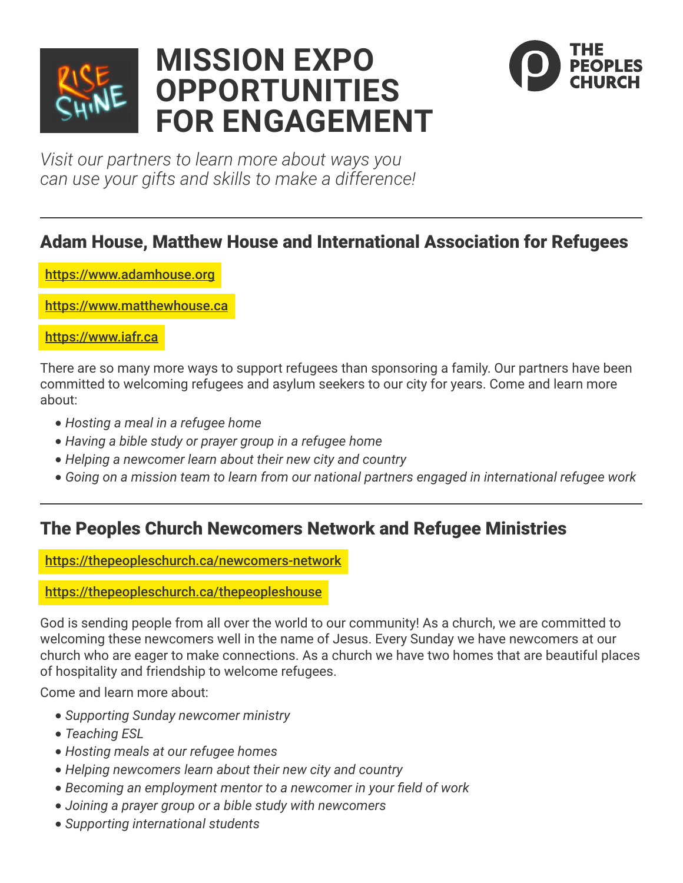# MISSION EXPO OPPORTUNITIES FOR ENGAGEMENT

THE PEOPLES CHURCH

*Visit our partners to learn more about ways you can use your gifts and skills to make a difference!*

---

## Adam House, Matthew House and International Association for Refugees

https://www.adamhouse.org

https://www.matthewhouse.ca

https://www.iafr.ca

There are so many more ways to support refugees than sponsoring a family. Our partners have been committed to welcoming refugees and asylum seekers to our city for years. Come and learn more about:

- *Hosting a meal in a refugee home*
- *Having a bible study or prayer group in a refugee home*
- *Helping a newcomer learn about their new city and country*
- *Going on a mission team to learn from our national partners engaged in international refugee work*

---

## The Peoples Church Newcomers Network and Refugee Ministries

https://thepeopleschurch.ca/newcomers-network

https://thepeopleschurch.ca/thepeopleshouse

God is sending people from all over the world to our community! As a church, we are committed to welcoming these newcomers well in the name of Jesus. Every Sunday we have newcomers at our church who are eager to make connections. As a church we have two homes that are beautiful places of hospitality and friendship to welcome refugees.

Come and learn more about:

- *Supporting Sunday newcomer ministry*
- *Teaching ESL*
- *Hosting meals at our refugee homes*
- *Helping newcomers learn about their new city and country*
- *Becoming an employment mentor to a newcomer in your field of work*
- *Joining a prayer group or a bible study with newcomers*
- *Supporting international students*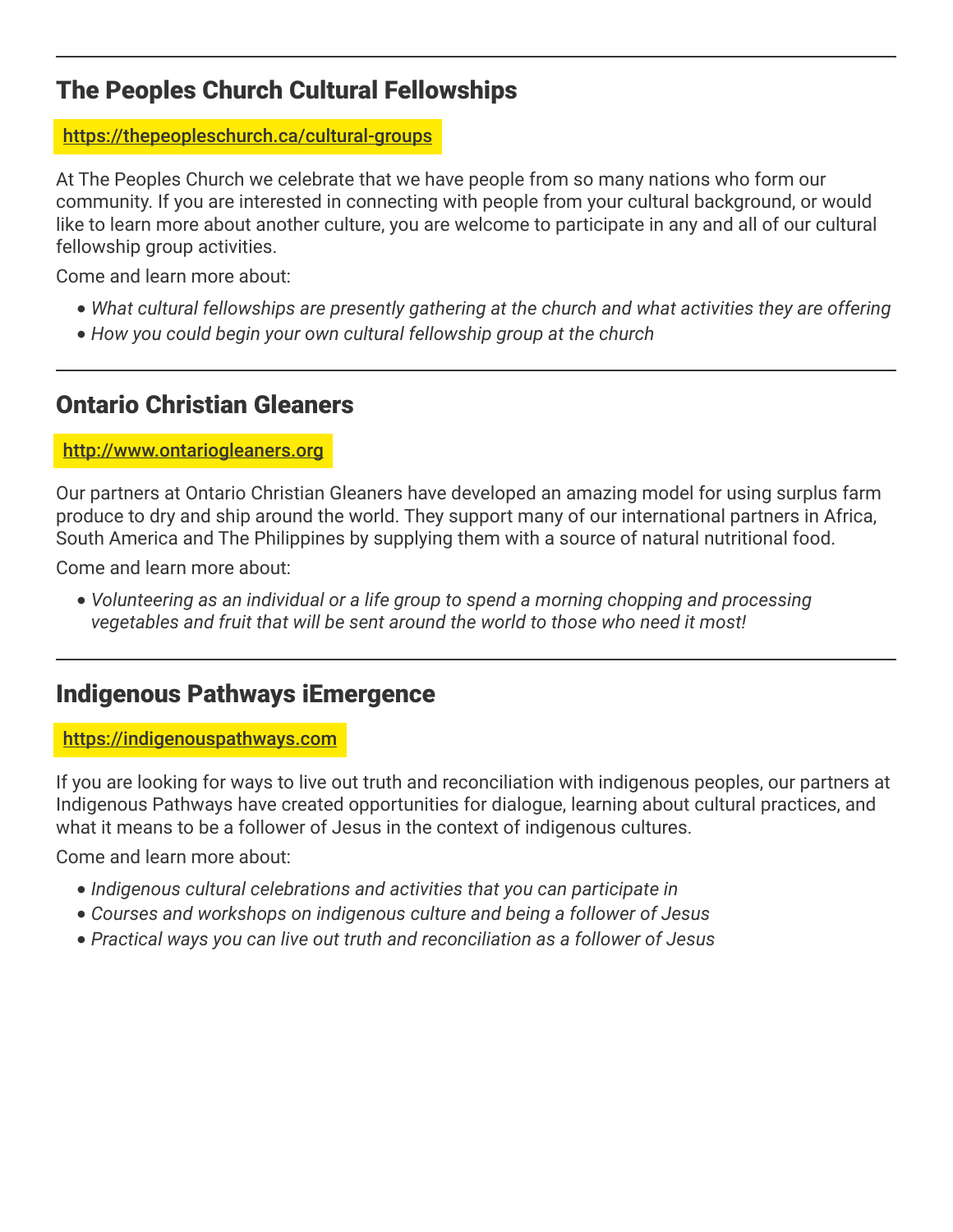---

## The Peoples Church Cultural Fellowships

https://thepeopleschurch.ca/cultural-groups

At The Peoples Church we celebrate that we have people from so many nations who form our community. If you are interested in connecting with people from your cultural background, or would like to learn more about another culture, you are welcome to participate in any and all of our cultural fellowship group activities.

Come and learn more about:

- *What cultural fellowships are presently gathering at the church and what activities they are offering*
- *How you could begin your own cultural fellowship group at the church*

---

## Ontario Christian Gleaners

http://www.ontariogleaners.org

Our partners at Ontario Christian Gleaners have developed an amazing model for using surplus farm produce to dry and ship around the world. They support many of our international partners in Africa, South America and The Philippines by supplying them with a source of natural nutritional food.

Come and learn more about:

- *Volunteering as an individual or a life group to spend a morning chopping and processing vegetables and fruit that will be sent around the world to those who need it most!*

---

## Indigenous Pathways iEmergence

https://indigenouspathways.com

If you are looking for ways to live out truth and reconciliation with indigenous peoples, our partners at Indigenous Pathways have created opportunities for dialogue, learning about cultural practices, and what it means to be a follower of Jesus in the context of indigenous cultures.

Come and learn more about:

- *Indigenous cultural celebrations and activities that you can participate in*
- *Courses and workshops on indigenous culture and being a follower of Jesus*
- *Practical ways you can live out truth and reconciliation as a follower of Jesus*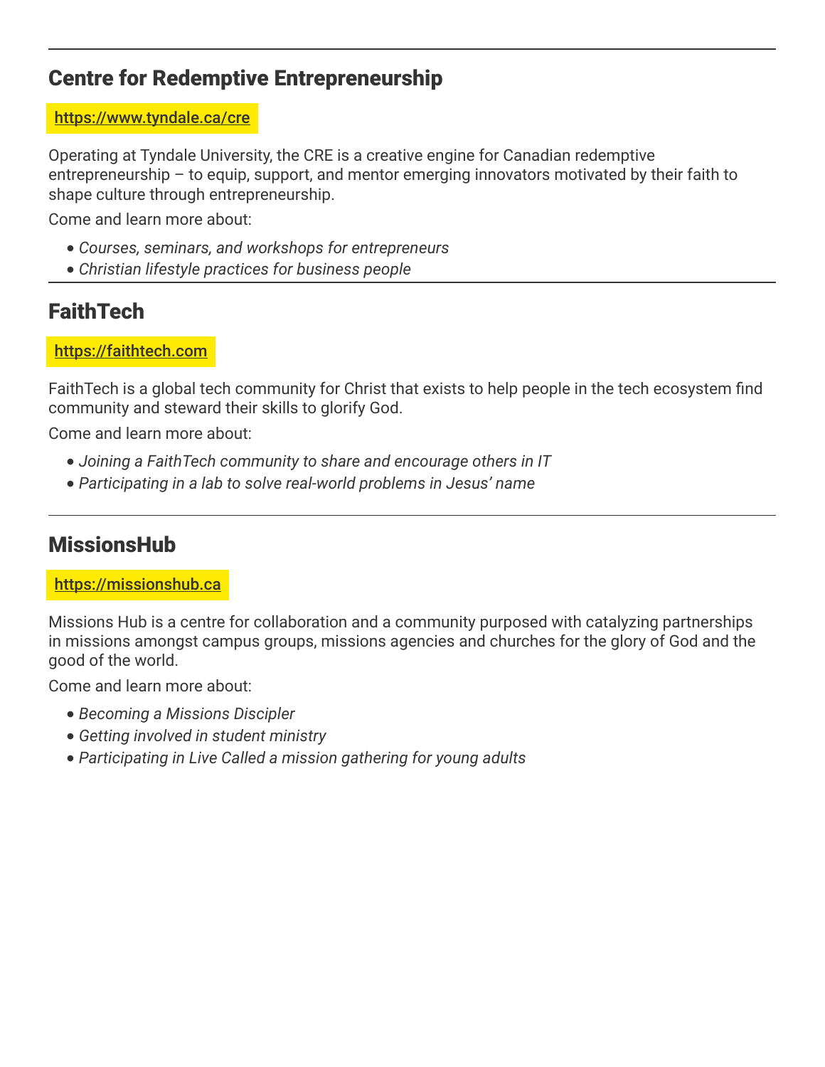---

## Centre for Redemptive Entrepreneurship

[https://www.tyndale.ca/cre](https://www.tyndale.ca/cre)

Operating at Tyndale University, the CRE is a creative engine for Canadian redemptive entrepreneurship – to equip, support, and mentor emerging innovators motivated by their faith to shape culture through entrepreneurship.

Come and learn more about:

- *Courses, seminars, and workshops for entrepreneurs*
- *Christian lifestyle practices for business people*

---

## FaithTech

[https://faithtech.com](https://faithtech.com)

FaithTech is a global tech community for Christ that exists to help people in the tech ecosystem find community and steward their skills to glorify God.

Come and learn more about:

- *Joining a FaithTech community to share and encourage others in IT*
- *Participating in a lab to solve real-world problems in Jesus' name*

---

## MissionsHub

[https://missionshub.ca](https://missionshub.ca)

Missions Hub is a centre for collaboration and a community purposed with catalyzing partnerships in missions amongst campus groups, missions agencies and churches for the glory of God and the good of the world.

Come and learn more about:

- *Becoming a Missions Discipler*
- *Getting involved in student ministry*
- *Participating in Live Called a mission gathering for young adults*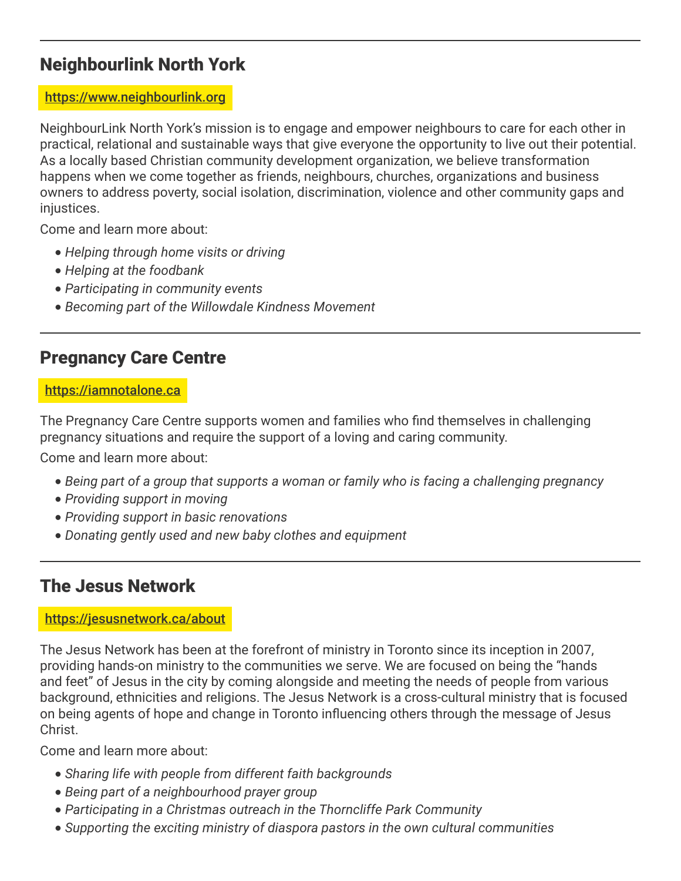---

## Neighbourlink North York

[https://www.neighbourlink.org](https://www.neighbourlink.org)

NeighbourLink North York's mission is to engage and empower neighbours to care for each other in practical, relational and sustainable ways that give everyone the opportunity to live out their potential. As a locally based Christian community development organization, we believe transformation happens when we come together as friends, neighbours, churches, organizations and business owners to address poverty, social isolation, discrimination, violence and other community gaps and injustices.

Come and learn more about:

- *Helping through home visits or driving*
- *Helping at the foodbank*
- *Participating in community events*
- *Becoming part of the Willowdale Kindness Movement*

---

## Pregnancy Care Centre

[https://iamnotalone.ca](https://iamnotalone.ca)

The Pregnancy Care Centre supports women and families who find themselves in challenging pregnancy situations and require the support of a loving and caring community.

Come and learn more about:

- *Being part of a group that supports a woman or family who is facing a challenging pregnancy*
- *Providing support in moving*
- *Providing support in basic renovations*
- *Donating gently used and new baby clothes and equipment*

---

## The Jesus Network

[https://jesusnetwork.ca/about](https://jesusnetwork.ca/about)

The Jesus Network has been at the forefront of ministry in Toronto since its inception in 2007, providing hands-on ministry to the communities we serve. We are focused on being the "hands and feet" of Jesus in the city by coming alongside and meeting the needs of people from various background, ethnicities and religions. The Jesus Network is a cross-cultural ministry that is focused on being agents of hope and change in Toronto influencing others through the message of Jesus Christ.

Come and learn more about:

- *Sharing life with people from different faith backgrounds*
- *Being part of a neighbourhood prayer group*
- *Participating in a Christmas outreach in the Thorncliffe Park Community*
- *Supporting the exciting ministry of diaspora pastors in the own cultural communities*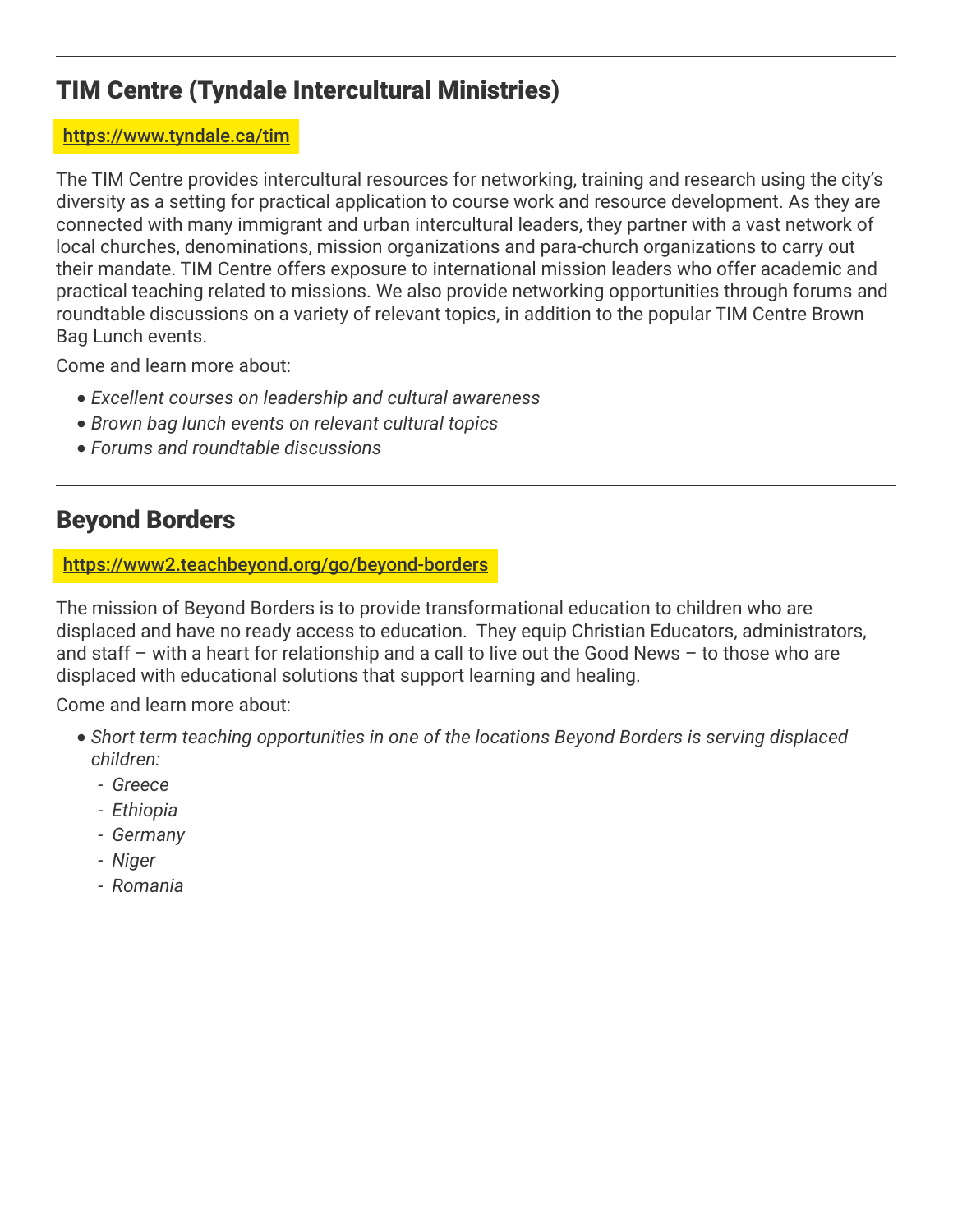---

## TIM Centre (Tyndale Intercultural Ministries)

https://www.tyndale.ca/tim

The TIM Centre provides intercultural resources for networking, training and research using the city's diversity as a setting for practical application to course work and resource development. As they are connected with many immigrant and urban intercultural leaders, they partner with a vast network of local churches, denominations, mission organizations and para-church organizations to carry out their mandate. TIM Centre offers exposure to international mission leaders who offer academic and practical teaching related to missions. We also provide networking opportunities through forums and roundtable discussions on a variety of relevant topics, in addition to the popular TIM Centre Brown Bag Lunch events.

Come and learn more about:

- *Excellent courses on leadership and cultural awareness*
- *Brown bag lunch events on relevant cultural topics*
- *Forums and roundtable discussions*

---

## Beyond Borders

https://www2.teachbeyond.org/go/beyond-borders

The mission of Beyond Borders is to provide transformational education to children who are displaced and have no ready access to education. They equip Christian Educators, administrators, and staff – with a heart for relationship and a call to live out the Good News – to those who are displaced with educational solutions that support learning and healing.

Come and learn more about:

- *Short term teaching opportunities in one of the locations Beyond Borders is serving displaced children:*
  - *Greece*
  - *Ethiopia*
  - *Germany*
  - *Niger*
  - *Romania*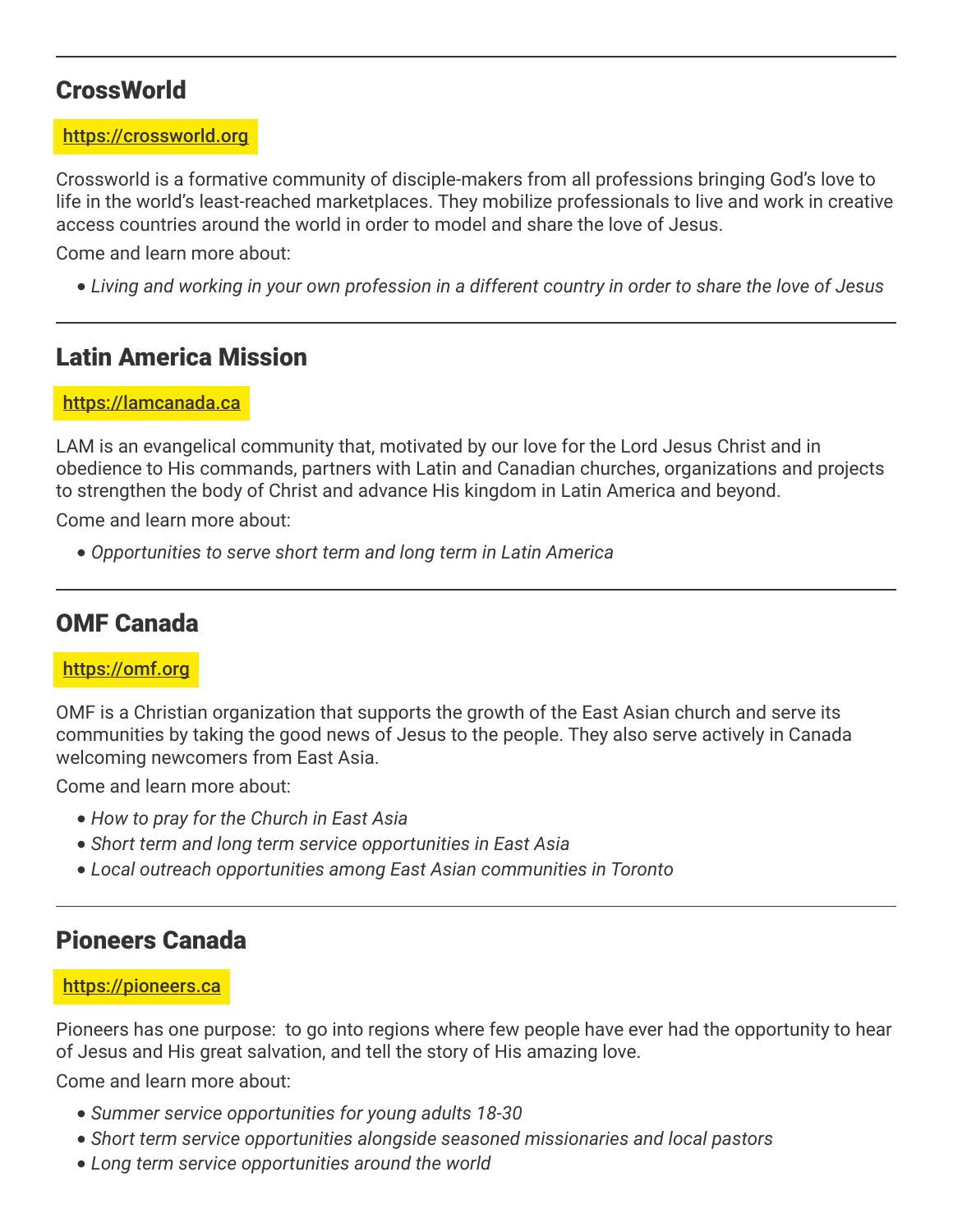---

## CrossWorld

https://crossworld.org

Crossworld is a formative community of disciple-makers from all professions bringing God's love to life in the world's least-reached marketplaces. They mobilize professionals to live and work in creative access countries around the world in order to model and share the love of Jesus.

Come and learn more about:

- *Living and working in your own profession in a different country in order to share the love of Jesus*

---

## Latin America Mission

https://lamcanada.ca

LAM is an evangelical community that, motivated by our love for the Lord Jesus Christ and in obedience to His commands, partners with Latin and Canadian churches, organizations and projects to strengthen the body of Christ and advance His kingdom in Latin America and beyond.

Come and learn more about:

- *Opportunities to serve short term and long term in Latin America*

---

## OMF Canada

https://omf.org

OMF is a Christian organization that supports the growth of the East Asian church and serve its communities by taking the good news of Jesus to the people. They also serve actively in Canada welcoming newcomers from East Asia.

Come and learn more about:

- *How to pray for the Church in East Asia*
- *Short term and long term service opportunities in East Asia*
- *Local outreach opportunities among East Asian communities in Toronto*

---

## Pioneers Canada

https://pioneers.ca

Pioneers has one purpose: to go into regions where few people have ever had the opportunity to hear of Jesus and His great salvation, and tell the story of His amazing love.

Come and learn more about:

- *Summer service opportunities for young adults 18-30*
- *Short term service opportunities alongside seasoned missionaries and local pastors*
- *Long term service opportunities around the world*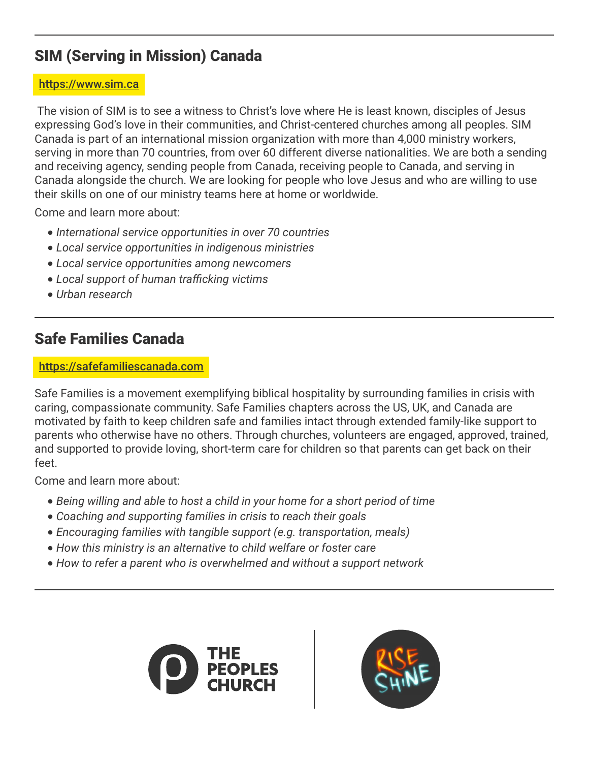## SIM (Serving in Mission) Canada

https://www.sim.ca

The vision of SIM is to see a witness to Christ's love where He is least known, disciples of Jesus expressing God's love in their communities, and Christ-centered churches among all peoples. SIM Canada is part of an international mission organization with more than 4,000 ministry workers, serving in more than 70 countries, from over 60 different diverse nationalities. We are both a sending and receiving agency, sending people from Canada, receiving people to Canada, and serving in Canada alongside the church. We are looking for people who love Jesus and who are willing to use their skills on one of our ministry teams here at home or worldwide.

Come and learn more about:

- *International service opportunities in over 70 countries*
- *Local service opportunities in indigenous ministries*
- *Local service opportunities among newcomers*
- *Local support of human trafficking victims*
- *Urban research*

## Safe Families Canada

https://safefamiliescanada.com

Safe Families is a movement exemplifying biblical hospitality by surrounding families in crisis with caring, compassionate community. Safe Families chapters across the US, UK, and Canada are motivated by faith to keep children safe and families intact through extended family-like support to parents who otherwise have no others. Through churches, volunteers are engaged, approved, trained, and supported to provide loving, short-term care for children so that parents can get back on their feet.

Come and learn more about:

- *Being willing and able to host a child in your home for a short period of time*
- *Coaching and supporting families in crisis to reach their goals*
- *Encouraging families with tangible support (e.g. transportation, meals)*
- *How this ministry is an alternative to child welfare or foster care*
- *How to refer a parent who is overwhelmed and without a support network*

THE PEOPLES CHURCH

RISE SHINE